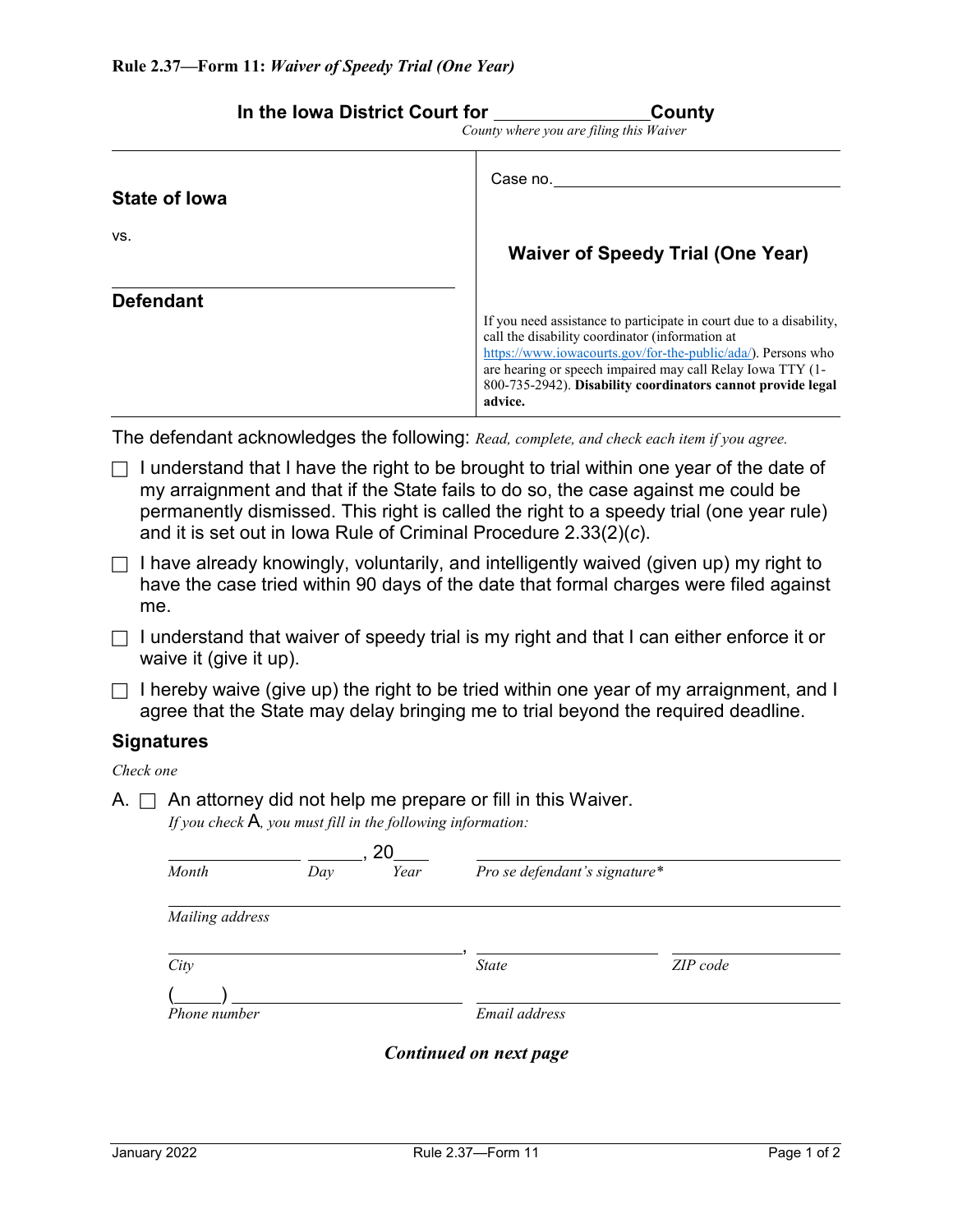**Rule 2.37—Form 11:** ***Waiver of Speedy Trial (One Year)***

**In the Iowa District Court for \_\_\_\_\_\_\_\_\_\_\_\_\_\_\_\_ County**

*County where you are filing this Waiver*

| | |
|---|---|
| **State of Iowa**<br><br>vs.<br><br>\_\_\_\_\_\_\_\_\_\_\_\_\_\_\_\_\_\_\_\_\_\_\_\_<br>**Defendant** | Case no. \_\_\_\_\_\_\_\_\_\_\_\_\_\_\_\_\_\_\_\_<br><br>**Waiver of Speedy Trial (One Year)**<br><br>If you need assistance to participate in court due to a disability, call the disability coordinator (information at https://www.iowacourts.gov/for-the-public/ada/). Persons who are hearing or speech impaired may call Relay Iowa TTY (1-800-735-2942). **Disability coordinators cannot provide legal advice.** |

The defendant acknowledges the following: *Read, complete, and check each item if you agree.*

- ☐ I understand that I have the right to be brought to trial within one year of the date of my arraignment and that if the State fails to do so, the case against me could be permanently dismissed. This right is called the right to a speedy trial (one year rule) and it is set out in Iowa Rule of Criminal Procedure 2.33(2)(*c*).
- ☐ I have already knowingly, voluntarily, and intelligently waived (given up) my right to have the case tried within 90 days of the date that formal charges were filed against me.
- ☐ I understand that waiver of speedy trial is my right and that I can either enforce it or waive it (give it up).
- ☐ I hereby waive (give up) the right to be tried within one year of my arraignment, and I agree that the State may delay bringing me to trial beyond the required deadline.

## Signatures

*Check one*

A. ☐ An attorney did not help me prepare or fill in this Waiver.

*If you check A, you must fill in the following information:*

\_\_\_\_\_\_\_\_\_\_\_\_ \_\_\_\_\_\_, 20\_\_\_\_ \_\_\_\_\_\_\_\_\_\_\_\_\_\_\_\_\_\_\_\_\_\_\_\_
*Month* *Day* *Year* *Pro se defendant's signature\**

\_\_\_\_\_\_\_\_\_\_\_\_\_\_\_\_\_\_\_\_\_\_\_\_\_\_\_\_\_\_\_\_\_\_\_\_\_\_\_\_
*Mailing address*

\_\_\_\_\_\_\_\_\_\_\_\_\_\_\_\_\_\_\_\_, \_\_\_\_\_\_\_\_\_\_\_\_ \_\_\_\_\_\_\_\_\_\_
*City* *State* *ZIP code*

(\_\_\_\_\_) \_\_\_\_\_\_\_\_\_\_\_\_\_\_\_\_ \_\_\_\_\_\_\_\_\_\_\_\_\_\_\_\_\_\_\_\_
*Phone number* *Email address*

***Continued on next page***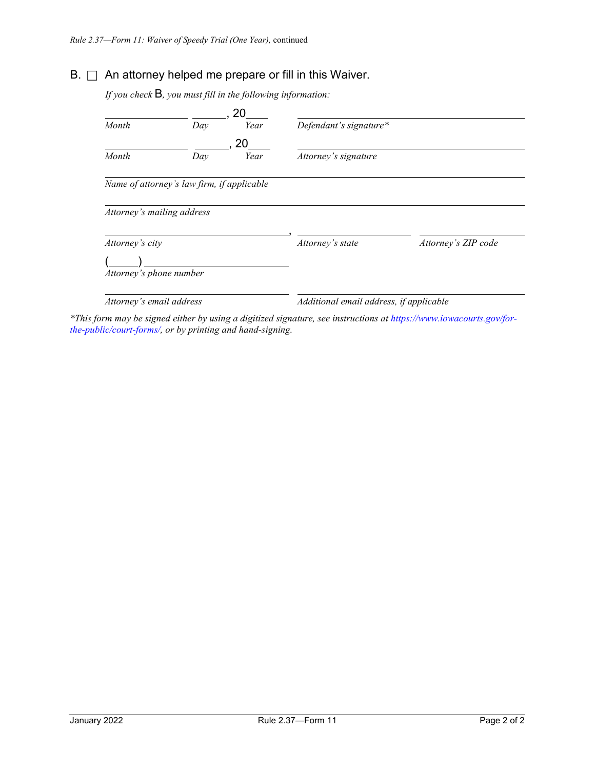B. ☐ An attorney helped me prepare or fill in this Waiver.

*If you check B, you must fill in the following information:*

______________ ______, 20____ &nbsp;&nbsp;&nbsp; ________________________________
*Month* &nbsp;&nbsp;&nbsp; *Day* &nbsp;&nbsp;&nbsp; *Year* &nbsp;&nbsp;&nbsp; *Defendant's signature\**

______________ ______, 20____ &nbsp;&nbsp;&nbsp; ________________________________
*Month* &nbsp;&nbsp;&nbsp; *Day* &nbsp;&nbsp;&nbsp; *Year* &nbsp;&nbsp;&nbsp; *Attorney's signature*

________________________________________________________________
*Name of attorney's law firm, if applicable*

________________________________________________________________
*Attorney's mailing address*

________________________________, ________________ ________________
*Attorney's city* &nbsp;&nbsp;&nbsp; *Attorney's state* &nbsp;&nbsp;&nbsp; *Attorney's ZIP code*

(_____) ________________________
*Attorney's phone number*

________________________________ &nbsp;&nbsp;&nbsp; ________________________________
*Attorney's email address* &nbsp;&nbsp;&nbsp; *Additional email address, if applicable*

*\*This form may be signed either by using a digitized signature, see instructions at https://www.iowacourts.gov/for-the-public/court-forms/, or by printing and hand-signing.*